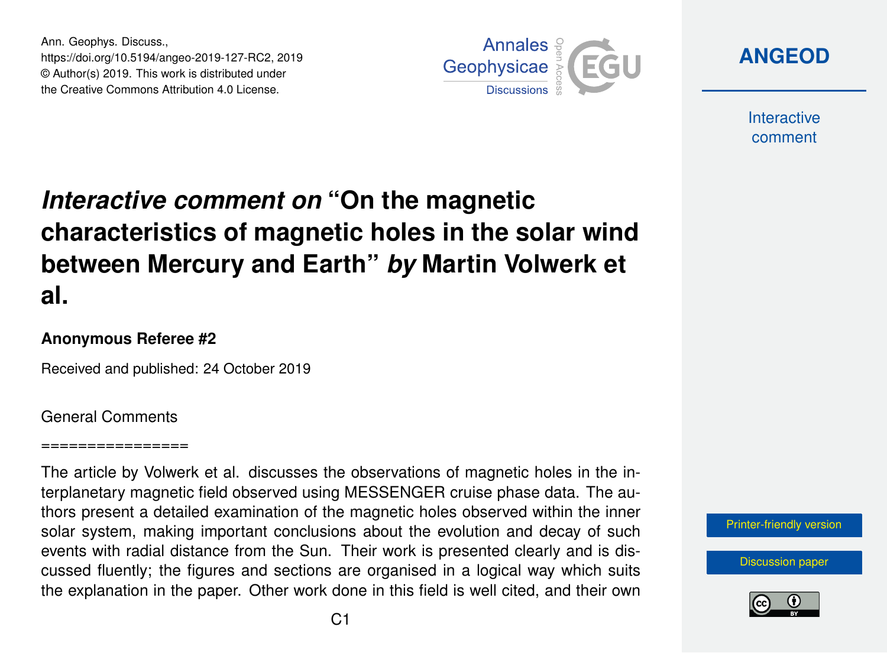Ann. Geophys. Discuss.,
https://doi.org/10.5194/angeo-2019-127-RC2, 2019
© Author(s) 2019. This work is distributed under
the Creative Commons Attribution 4.0 License.

# *Interactive comment on* "On the magnetic characteristics of magnetic holes in the solar wind between Mercury and Earth" *by* Martin Volwerk et al.

### Anonymous Referee #2

Received and published: 24 October 2019

General Comments

================

The article by Volwerk et al. discusses the observations of magnetic holes in the interplanetary magnetic field observed using MESSENGER cruise phase data. The authors present a detailed examination of the magnetic holes observed within the inner solar system, making important conclusions about the evolution and decay of such events with radial distance from the Sun. Their work is presented clearly and is discussed fluently; the figures and sections are organised in a logical way which suits the explanation in the paper. Other work done in this field is well cited, and their own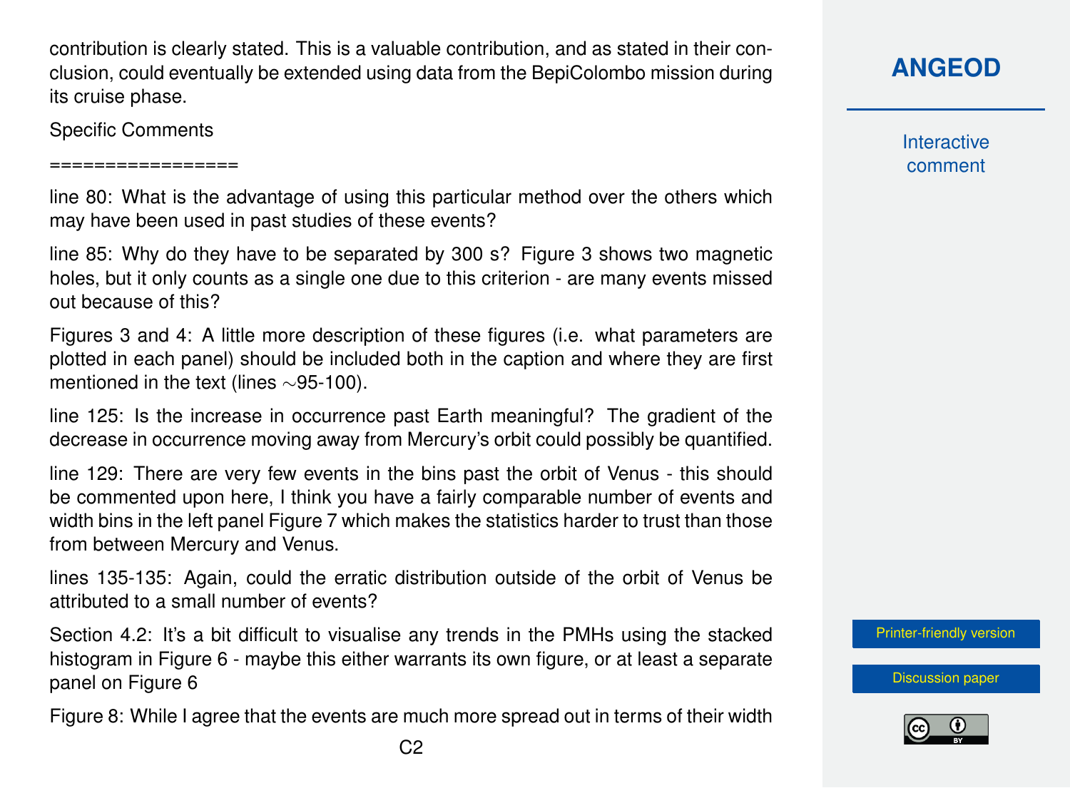contribution is clearly stated. This is a valuable contribution, and as stated in their conclusion, could eventually be extended using data from the BepiColombo mission during its cruise phase.

Specific Comments

================

line 80: What is the advantage of using this particular method over the others which may have been used in past studies of these events?

line 85: Why do they have to be separated by 300 s? Figure 3 shows two magnetic holes, but it only counts as a single one due to this criterion - are many events missed out because of this?

Figures 3 and 4: A little more description of these figures (i.e. what parameters are plotted in each panel) should be included both in the caption and where they are first mentioned in the text (lines ∼95-100).

line 125: Is the increase in occurrence past Earth meaningful? The gradient of the decrease in occurrence moving away from Mercury's orbit could possibly be quantified.

line 129: There are very few events in the bins past the orbit of Venus - this should be commented upon here, I think you have a fairly comparable number of events and width bins in the left panel Figure 7 which makes the statistics harder to trust than those from between Mercury and Venus.

lines 135-135: Again, could the erratic distribution outside of the orbit of Venus be attributed to a small number of events?

Section 4.2: It's a bit difficult to visualise any trends in the PMHs using the stacked histogram in Figure 6 - maybe this either warrants its own figure, or at least a separate panel on Figure 6

Figure 8: While I agree that the events are much more spread out in terms of their width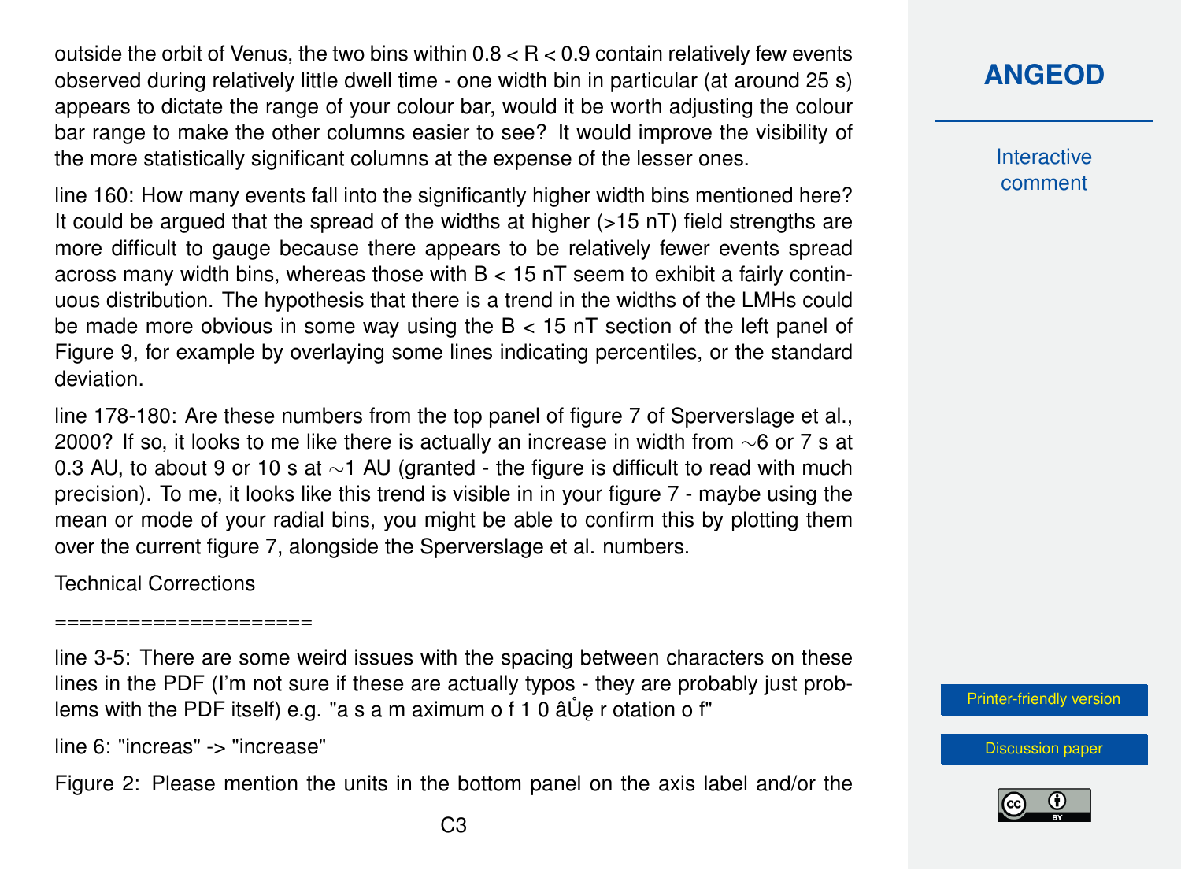outside the orbit of Venus, the two bins within 0.8 < R < 0.9 contain relatively few events observed during relatively little dwell time - one width bin in particular (at around 25 s) appears to dictate the range of your colour bar, would it be worth adjusting the colour bar range to make the other columns easier to see? It would improve the visibility of the more statistically significant columns at the expense of the lesser ones.

line 160: How many events fall into the significantly higher width bins mentioned here? It could be argued that the spread of the widths at higher (>15 nT) field strengths are more difficult to gauge because there appears to be relatively fewer events spread across many width bins, whereas those with B < 15 nT seem to exhibit a fairly continuous distribution. The hypothesis that there is a trend in the widths of the LMHs could be made more obvious in some way using the B < 15 nT section of the left panel of Figure 9, for example by overlaying some lines indicating percentiles, or the standard deviation.

line 178-180: Are these numbers from the top panel of figure 7 of Sperverslage et al., 2000? If so, it looks to me like there is actually an increase in width from ∼6 or 7 s at 0.3 AU, to about 9 or 10 s at ∼1 AU (granted - the figure is difficult to read with much precision). To me, it looks like this trend is visible in in your figure 7 - maybe using the mean or mode of your radial bins, you might be able to confirm this by plotting them over the current figure 7, alongside the Sperverslage et al. numbers.

Technical Corrections

====================

line 3-5: There are some weird issues with the spacing between characters on these lines in the PDF (I'm not sure if these are actually typos - they are probably just problems with the PDF itself) e.g. "a s a m aximum o f 1 0 âŮę r otation o f"

line 6: "increas" -> "increase"

Figure 2: Please mention the units in the bottom panel on the axis label and/or the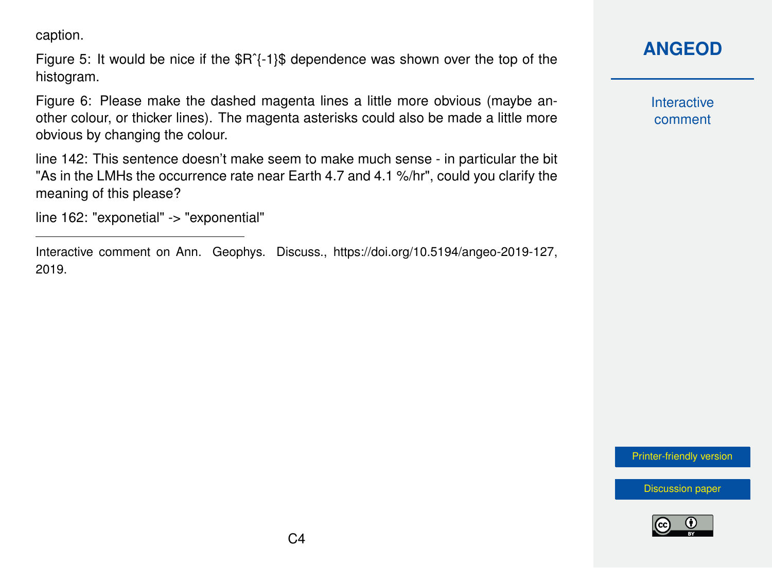caption.

Figure 5: It would be nice if the $R^{-1}$ dependence was shown over the top of the histogram.

Figure 6: Please make the dashed magenta lines a little more obvious (maybe another colour, or thicker lines). The magenta asterisks could also be made a little more obvious by changing the colour.

line 142: This sentence doesn't make seem to make much sense - in particular the bit "As in the LMHs the occurrence rate near Earth 4.7 and 4.1 %/hr", could you clarify the meaning of this please?

line 162: "exponetial" -> "exponential"

---

Interactive comment on Ann. Geophys. Discuss., https://doi.org/10.5194/angeo-2019-127, 2019.